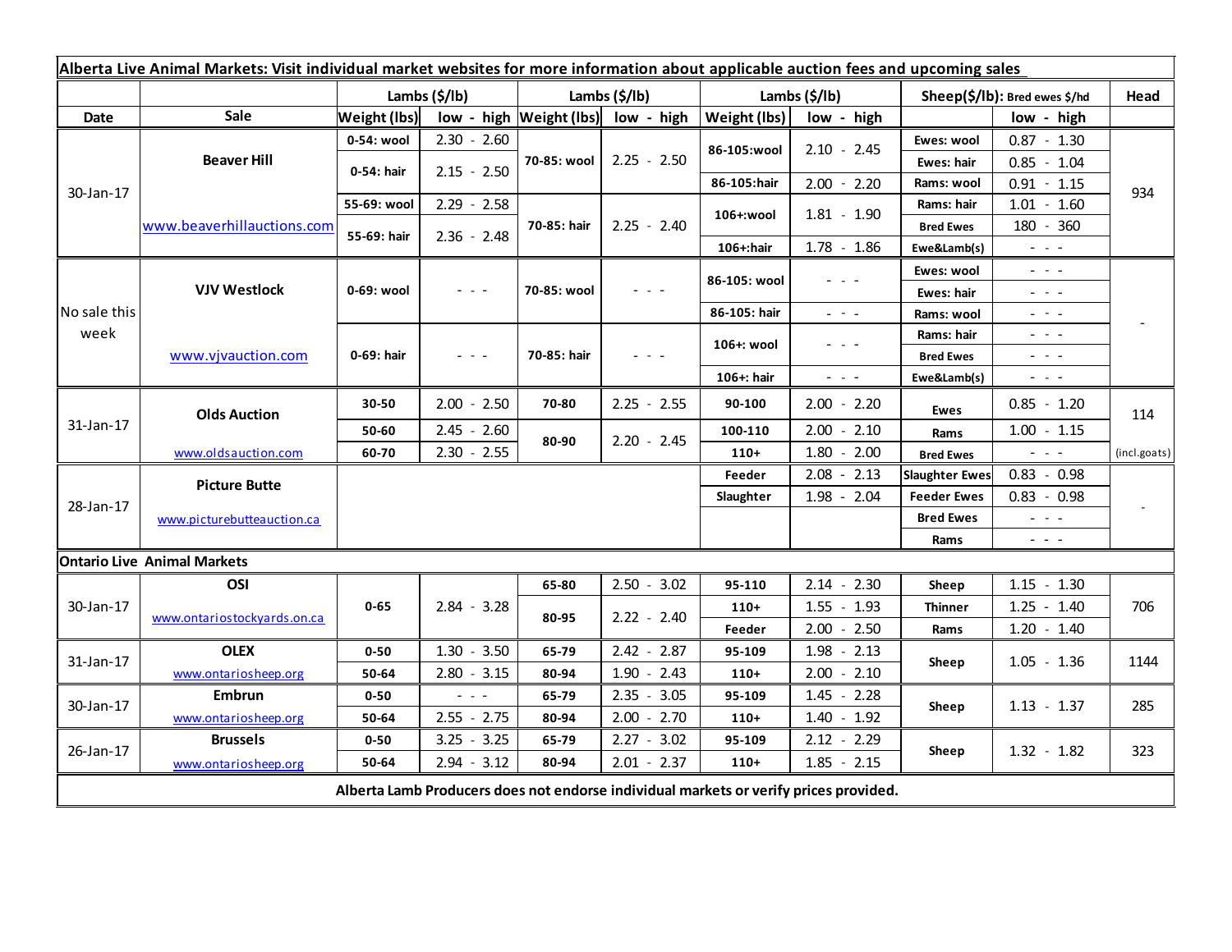| Alberta Live Animal Markets: Visit individual market websites for more information about applicable auction fees and upcoming sales | | | | | | | | | | |
|---|---|---|---|---|---|---|---|---|---|---|
| | | Lambs ($/lb) | | Lambs ($/lb) | | Lambs ($/lb) | | Sheep($/lb): Bred ewes $/hd | | Head |
| Date | Sale | Weight (lbs) | low - high | Weight (lbs) | low - high | Weight (lbs) | low - high | | low - high | |
| 30-Jan-17 | Beaver Hill | 0-54: wool | 2.30 - 2.60 | 70-85: wool | 2.25 - 2.50 | 86-105:wool | 2.10 - 2.45 | Ewes: wool | 0.87 - 1.30 | 934 |
| | | 0-54: hair | 2.15 - 2.50 | | | | | Ewes: hair | 0.85 - 1.04 | |
| | | | | | | 86-105:hair | 2.00 - 2.20 | Rams: wool | 0.91 - 1.15 | |
| | www.beaverhillauctions.com | 55-69: wool | 2.29 - 2.58 | 70-85: hair | 2.25 - 2.40 | 106+:wool | 1.81 - 1.90 | Rams: hair | 1.01 - 1.60 | |
| | | 55-69: hair | 2.36 - 2.48 | | | | | Bred Ewes | 180 - 360 | |
| | | | | | | 106+:hair | 1.78 - 1.86 | Ewe&Lamb(s) | - - - | |
| No sale this week | VJV Westlock | 0-69: wool | - - - | 70-85: wool | - - - | 86-105: wool | - - - | Ewes: wool | - - - | - |
| | | | | | | | | Ewes: hair | - - - | |
| | | | | | | 86-105: hair | - - - | Rams: wool | - - - | |
| | www.vjvauction.com | 0-69: hair | - - - | 70-85: hair | - - - | 106+: wool | - - - | Rams: hair | - - - | |
| | | | | | | | | Bred Ewes | - - - | |
| | | | | | | 106+: hair | - - - | Ewe&Lamb(s) | - - - | |
| 31-Jan-17 | Olds Auction | 30-50 | 2.00 - 2.50 | 70-80 | 2.25 - 2.55 | 90-100 | 2.00 - 2.20 | Ewes | 0.85 - 1.20 | 114 |
| | | 50-60 | 2.45 - 2.60 | 80-90 | 2.20 - 2.45 | 100-110 | 2.00 - 2.10 | Rams | 1.00 - 1.15 | |
| | www.oldsauction.com | 60-70 | 2.30 - 2.55 | | | 110+ | 1.80 - 2.00 | Bred Ewes | - - - | (incl.goats) |
| 28-Jan-17 | Picture Butte | | | | | Feeder | 2.08 - 2.13 | Slaughter Ewes | 0.83 - 0.98 | - |
| | | | | | | Slaughter | 1.98 - 2.04 | Feeder Ewes | 0.83 - 0.98 | |
| | www.picturebutteauction.ca | | | | | | | Bred Ewes | - - - | |
| | | | | | | | | Rams | - - - | |
| Ontario Live Animal Markets | | | | | | | | | | |
| 30-Jan-17 | OSI | 0-65 | 2.84 - 3.28 | 65-80 | 2.50 - 3.02 | 95-110 | 2.14 - 2.30 | Sheep | 1.15 - 1.30 | 706 |
| | www.ontariostockyards.on.ca | | | 80-95 | 2.22 - 2.40 | 110+ | 1.55 - 1.93 | Thinner | 1.25 - 1.40 | |
| | | | | | | Feeder | 2.00 - 2.50 | Rams | 1.20 - 1.40 | |
| 31-Jan-17 | OLEX | 0-50 | 1.30 - 3.50 | 65-79 | 2.42 - 2.87 | 95-109 | 1.98 - 2.13 | Sheep | 1.05 - 1.36 | 1144 |
| | www.ontariosheep.org | 50-64 | 2.80 - 3.15 | 80-94 | 1.90 - 2.43 | 110+ | 2.00 - 2.10 | | | |
| 30-Jan-17 | Embrun | 0-50 | - - - | 65-79 | 2.35 - 3.05 | 95-109 | 1.45 - 2.28 | Sheep | 1.13 - 1.37 | 285 |
| | www.ontariosheep.org | 50-64 | 2.55 - 2.75 | 80-94 | 2.00 - 2.70 | 110+ | 1.40 - 1.92 | | | |
| 26-Jan-17 | Brussels | 0-50 | 3.25 - 3.25 | 65-79 | 2.27 - 3.02 | 95-109 | 2.12 - 2.29 | Sheep | 1.32 - 1.82 | 323 |
| | www.ontariosheep.org | 50-64 | 2.94 - 3.12 | 80-94 | 2.01 - 2.37 | 110+ | 1.85 - 2.15 | | | |

**Alberta Lamb Producers does not endorse individual markets or verify prices provided.**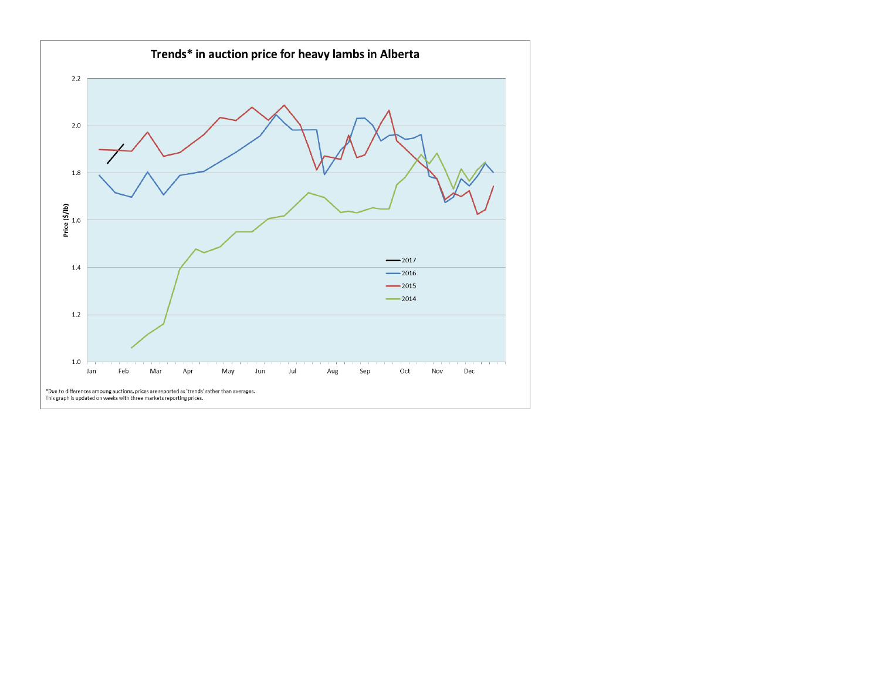# Trends* in auction price for heavy lambs in Alberta

Price ($/lb)

2.2
2.0
1.8
1.6
1.4
1.2
1.0

Jan Feb Mar Apr May Jun Jul Aug Sep Oct Nov Dec

2017
2016
2015
2014

*Due to differences amoung auctions, prices are reported as 'trends' rather than averages.
This graph is updated on weeks with three markets reporting prices.